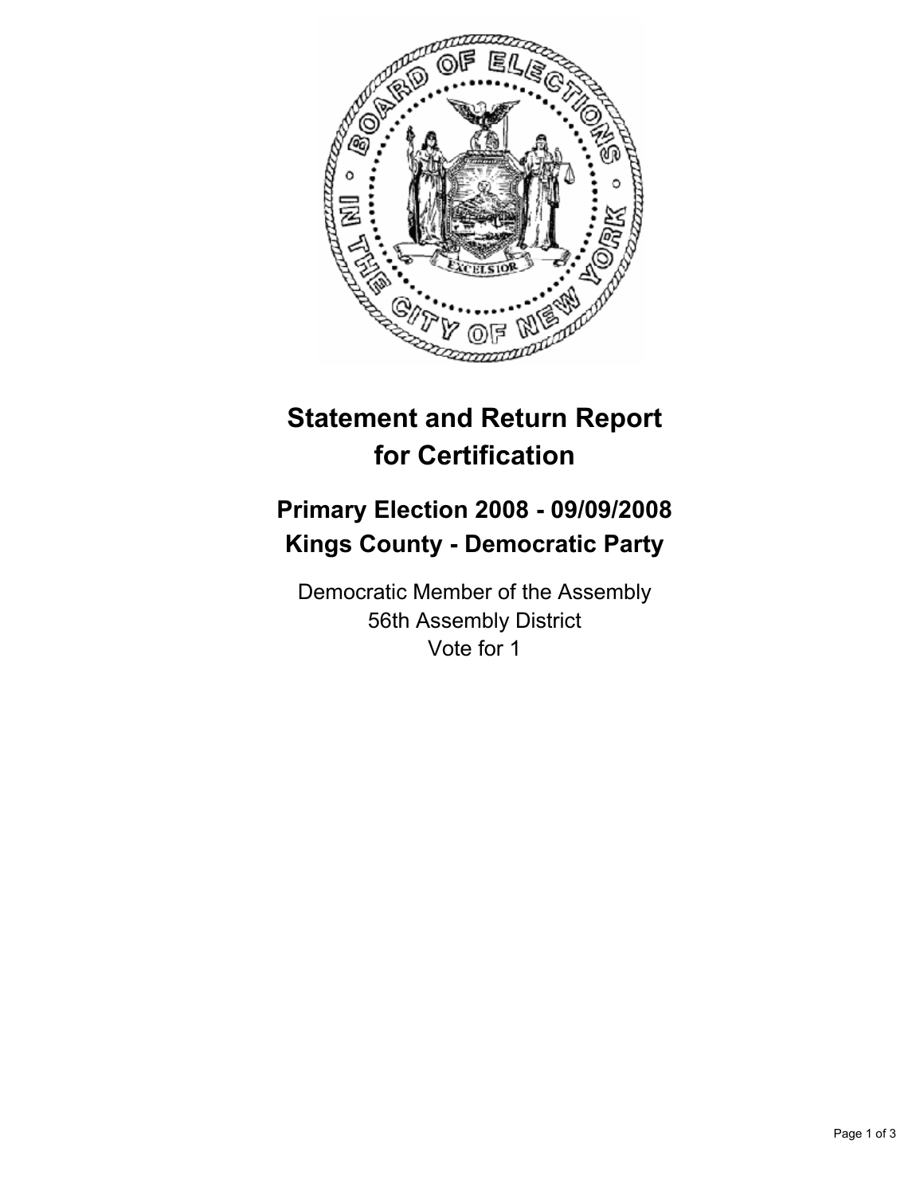# Statement and Return Report for Certification

## Primary Election 2008 - 09/09/2008
## Kings County - Democratic Party

Democratic Member of the Assembly
56th Assembly District
Vote for 1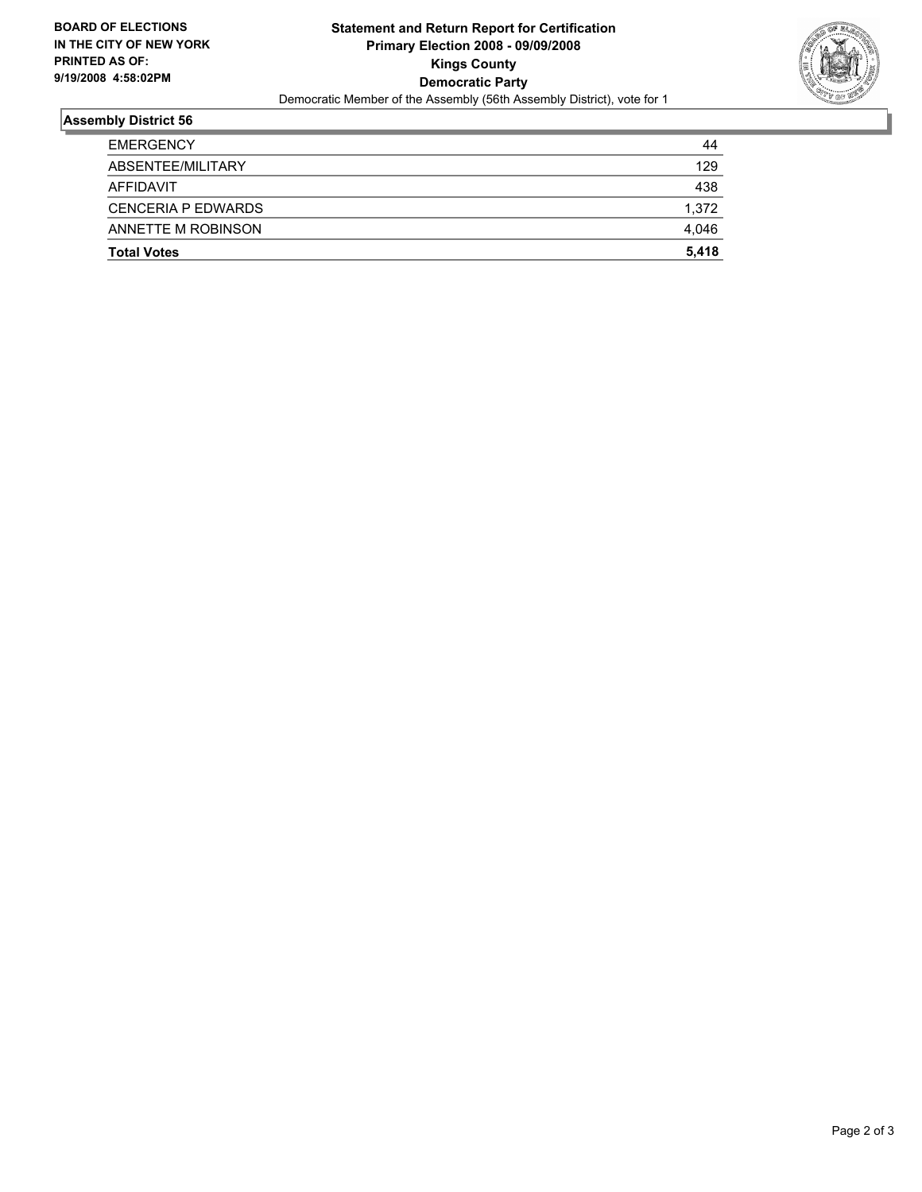**BOARD OF ELECTIONS IN THE CITY OF NEW YORK PRINTED AS OF: 9/19/2008 4:58:02PM**

**Statement and Return Report for Certification**
**Primary Election 2008 - 09/09/2008**
**Kings County**
**Democratic Party**
Democratic Member of the Assembly (56th Assembly District), vote for 1

## Assembly District 56

| | |
|---|---|
| EMERGENCY | 44 |
| ABSENTEE/MILITARY | 129 |
| AFFIDAVIT | 438 |
| CENCERIA P EDWARDS | 1,372 |
| ANNETTE M ROBINSON | 4,046 |
| **Total Votes** | **5,418** |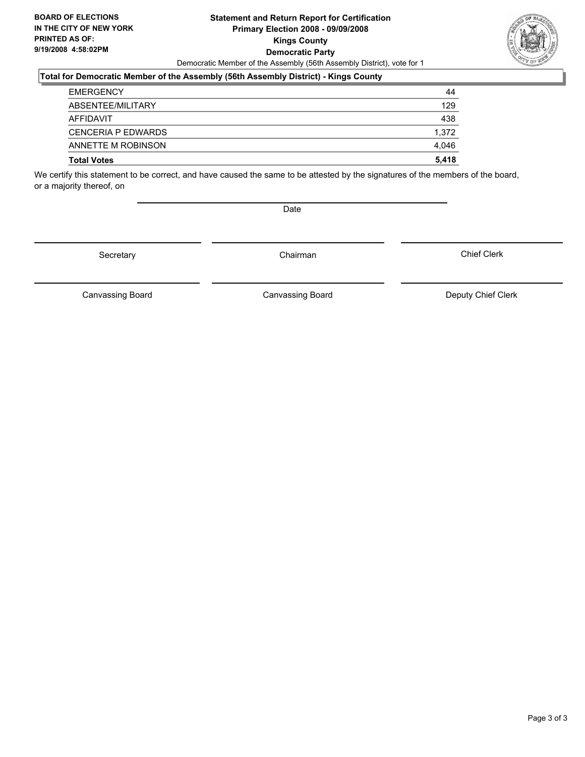**BOARD OF ELECTIONS IN THE CITY OF NEW YORK PRINTED AS OF: 9/19/2008 4:58:02PM**

**Statement and Return Report for Certification**
**Primary Election 2008 - 09/09/2008**
**Kings County**
**Democratic Party**
Democratic Member of the Assembly (56th Assembly District), vote for 1

### Total for Democratic Member of the Assembly (56th Assembly District) - Kings County

| | |
|---|---|
| EMERGENCY | 44 |
| ABSENTEE/MILITARY | 129 |
| AFFIDAVIT | 438 |
| CENCERIA P EDWARDS | 1,372 |
| ANNETTE M ROBINSON | 4,046 |
| **Total Votes** | **5,418** |

We certify this statement to be correct, and have caused the same to be attested by the signatures of the members of the board, or a majority thereof, on

Date

Secretary

Chairman

Chief Clerk

Canvassing Board

Canvassing Board

Deputy Chief Clerk